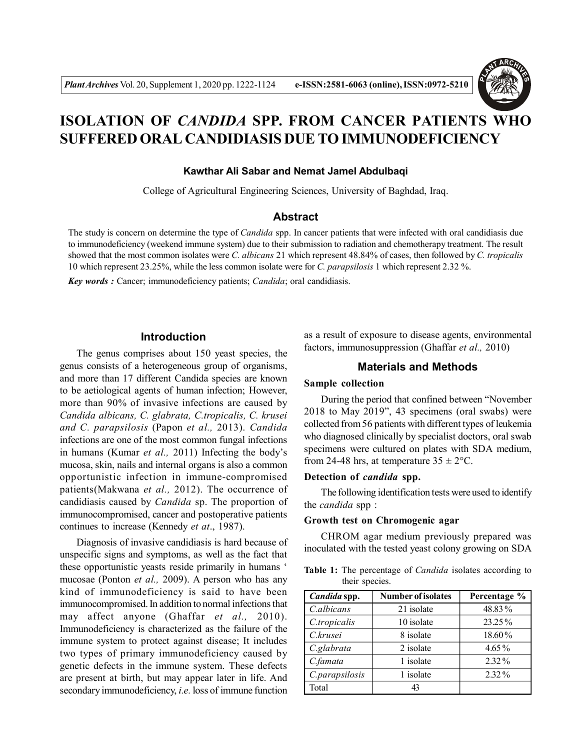# ISOLATION OF *CANDIDA* SPP. FROM CANCER PATIENTS WHO SUFFERED ORAL CANDIDIASIS DUE TO IMMUNODEFICIENCY

**Kawthar Ali Sabar and Nemat Jamel Abdulbaqi**

College of Agricultural Engineering Sciences, University of Baghdad, Iraq.

## Abstract

The study is concern on determine the type of *Candida* spp. In cancer patients that were infected with oral candidiasis due to immunodeficiency (weekend immune system) due to their submission to radiation and chemotherapy treatment. The result showed that the most common isolates were *C. albicans* 21 which represent 48.84% of cases, then followed by *C. tropicalis* 10 which represent 23.25%, while the less common isolate were for *C. parapsilosis* 1 which represent 2.32 %.

***Key words :*** Cancer; immunodeficiency patients; *Candida*; oral candidiasis.

## Introduction

The genus comprises about 150 yeast species, the genus consists of a heterogeneous group of organisms, and more than 17 different Candida species are known to be aetiological agents of human infection; However, more than 90% of invasive infections are caused by *Candida albicans, C. glabrata, C.tropicalis, C. krusei and C. parapsilosis* (Papon *et al.,* 2013). *Candida* infections are one of the most common fungal infections in humans (Kumar *et al.,* 2011) Infecting the body's mucosa, skin, nails and internal organs is also a common opportunistic infection in immune-compromised patients(Makwana *et al.,* 2012). The occurrence of candidiasis caused by *Candida* sp. The proportion of immunocompromised, cancer and postoperative patients continues to increase (Kennedy *et at*., 1987).

Diagnosis of invasive candidiasis is hard because of unspecific signs and symptoms, as well as the fact that these opportunistic yeasts reside primarily in humans ' mucosae (Ponton *et al.,* 2009). A person who has any kind of immunodeficiency is said to have been immunocompromised. In addition to normal infections that may affect anyone (Ghaffar *et al.,* 2010). Immunodeficiency is characterized as the failure of the immune system to protect against disease; It includes two types of primary immunodeficiency caused by genetic defects in the immune system. These defects are present at birth, but may appear later in life. And secondary immunodeficiency, *i.e.* loss of immune function as a result of exposure to disease agents, environmental factors, immunosuppression (Ghaffar *et al.,* 2010)

## Materials and Methods

### Sample collection

During the period that confined between "November 2018 to May 2019", 43 specimens (oral swabs) were collected from 56 patients with different types of leukemia who diagnosed clinically by specialist doctors, oral swab specimens were cultured on plates with SDA medium, from 24-48 hrs, at temperature 35 ± 2°C.

### Detection of *candida* spp.

The following identification tests were used to identify the *candida* spp :

### Growth test on Chromogenic agar

CHROM agar medium previously prepared was inoculated with the tested yeast colony growing on SDA

**Table 1:** The percentage of *Candida* isolates according to their species.

| *Candida* spp. | Number of isolates | Percentage % |
|---|---|---|
| *C.albicans* | 21 isolate | 48.83% |
| *C.tropicalis* | 10 isolate | 23.25% |
| *C.krusei* | 8 isolate | 18.60% |
| *C.glabrata* | 2 isolate | 4.65% |
| *C.famata* | 1 isolate | 2.32% |
| *C.parapsilosis* | 1 isolate | 2.32% |
| Total | 43 | |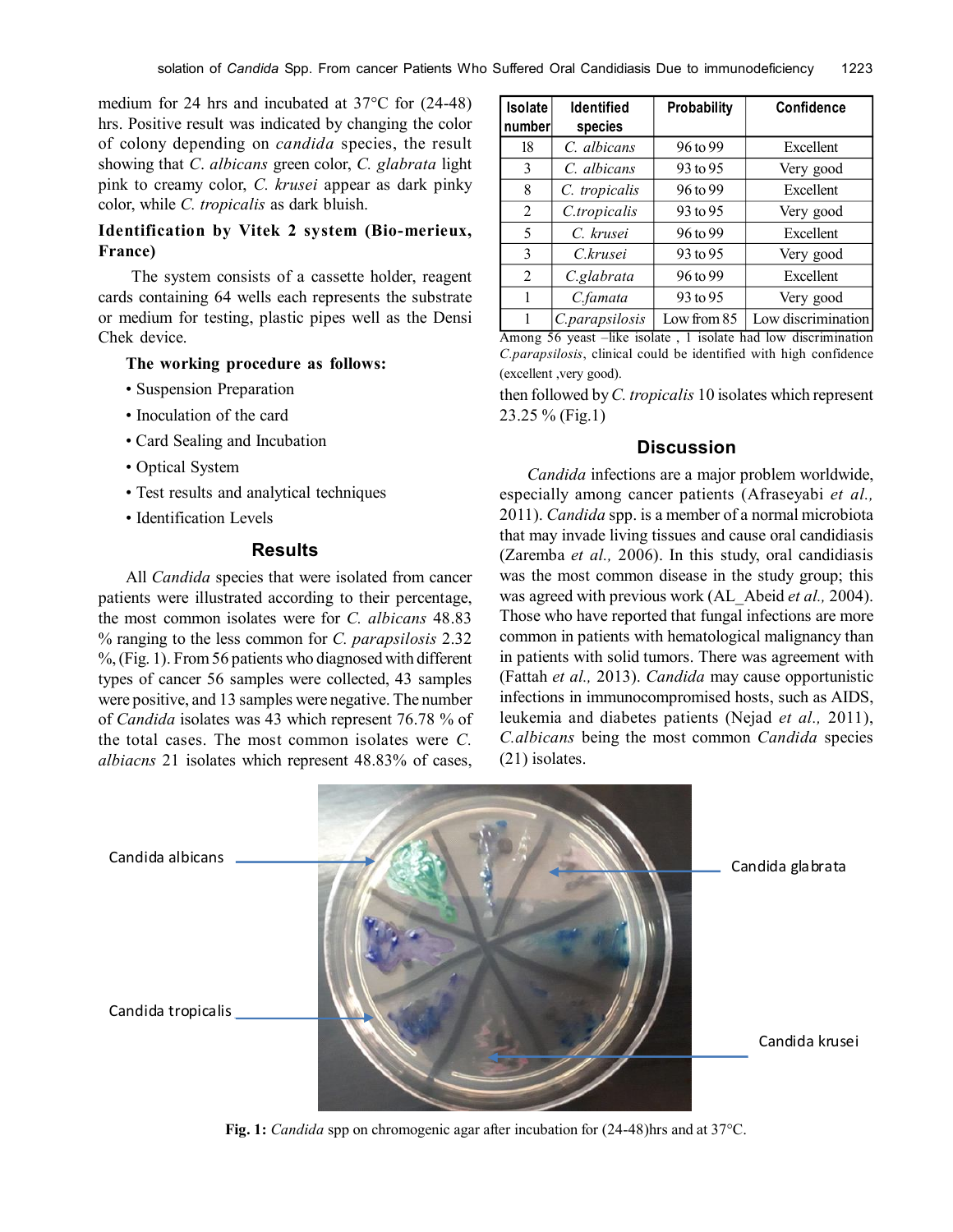medium for 24 hrs and incubated at 37°C for (24-48) hrs. Positive result was indicated by changing the color of colony depending on *candida* species, the result showing that *C. albicans* green color, *C. glabrata* light pink to creamy color, *C. krusei* appear as dark pinky color, while *C. tropicalis* as dark bluish.

### Identification by Vitek 2 system (Bio-merieux, France)

The system consists of a cassette holder, reagent cards containing 64 wells each represents the substrate or medium for testing, plastic pipes well as the Densi Chek device.

**The working procedure as follows:**

- Suspension Preparation
- Inoculation of the card
- Card Sealing and Incubation
- Optical System
- Test results and analytical techniques
- Identification Levels

## Results

All *Candida* species that were isolated from cancer patients were illustrated according to their percentage, the most common isolates were for *C. albicans* 48.83 % ranging to the less common for *C. parapsilosis* 2.32 %, (Fig. 1). From 56 patients who diagnosed with different types of cancer 56 samples were collected, 43 samples were positive, and 13 samples were negative. The number of *Candida* isolates was 43 which represent 76.78 % of the total cases. The most common isolates were *C. albiacns* 21 isolates which represent 48.83% of cases, then followed by *C. tropicalis* 10 isolates which represent 23.25 % (Fig.1)

| Isolate number | Identified species | Probability | Confidence |
|---|---|---|---|
| 18 | *C. albicans* | 96 to 99 | Excellent |
| 3 | *C. albicans* | 93 to 95 | Very good |
| 8 | *C. tropicalis* | 96 to 99 | Excellent |
| 2 | *C.tropicalis* | 93 to 95 | Very good |
| 5 | *C. krusei* | 96 to 99 | Excellent |
| 3 | *C.krusei* | 93 to 95 | Very good |
| 2 | *C.glabrata* | 96 to 99 | Excellent |
| 1 | *C.famata* | 93 to 95 | Very good |
| 1 | *C.parapsilosis* | Low from 85 | Low discrimination |

Among 56 yeast –like isolate , 1 isolate had low discrimination *C.parapsilosis*, clinical could be identified with high confidence (excellent ,very good).

## Discussion

*Candida* infections are a major problem worldwide, especially among cancer patients (Afraseyabi *et al.,* 2011). *Candida* spp. is a member of a normal microbiota that may invade living tissues and cause oral candidiasis (Zaremba *et al.,* 2006). In this study, oral candidiasis was the most common disease in the study group; this was agreed with previous work (AL_Abeid *et al.,* 2004). Those who have reported that fungal infections are more common in patients with hematological malignancy than in patients with solid tumors. There was agreement with (Fattah *et al.,* 2013). *Candida* may cause opportunistic infections in immunocompromised hosts, such as AIDS, leukemia and diabetes patients (Nejad *et al.,* 2011), *C.albicans* being the most common *Candida* species (21) isolates.

**Fig. 1:** *Candida* spp on chromogenic agar after incubation for (24-48)hrs and at 37°C.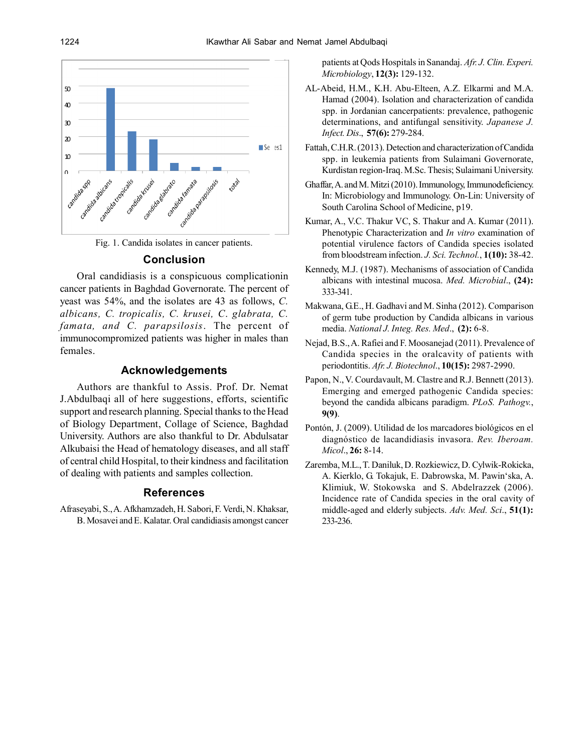50

40

30

20

10

0

candida spp

candida albicans

candida tropicalis

candida krusei

candida glabrato

candida famata

candida parapsilosis

total

Series1

Fig. 1. Candida isolates in cancer patients.

## Conclusion

Oral candidiasis is a conspicuous complicationin cancer patients in Baghdad Governorate. The percent of yeast was 54%, and the isolates are 43 as follows, *C. albicans, C. tropicalis, C. krusei, C. glabrata, C. famata, and C. parapsilosis*. The percent of immunocompromized patients was higher in males than females.

## Acknowledgements

Authors are thankful to Assis. Prof. Dr. Nemat J.Abdulbaqi all of here suggestions, efforts, scientific support and research planning. Special thanks to the Head of Biology Department, Collage of Science, Baghdad University. Authors are also thankful to Dr. Abdulsatar Alkubaisi the Head of hematology diseases, and all staff of central child Hospital, to their kindness and facilitation of dealing with patients and samples collection.

## References

Afraseyabi, S., A. Afkhamzadeh, H. Sabori, F. Verdi, N. Khaksar, B. Mosavei and E. Kalatar. Oral candidiasis amongst cancer patients at Qods Hospitals in Sanandaj. *Afr. J. Clin. Experi. Microbiology*, **12(3):** 129-132.

AL-Abeid, H.M., K.H. Abu-Elteen, A.Z. Elkarmi and M.A. Hamad (2004). Isolation and characterization of candida spp. in Jordanian cancerpatients: prevalence, pathogenic determinations, and antifungal sensitivity. *Japanese J. Infect. Dis*., **57(6):** 279-284.

Fattah, C.H.R. (2013). Detection and characterization of Candida spp. in leukemia patients from Sulaimani Governorate, Kurdistan region-Iraq. M.Sc. Thesis; Sulaimani University.

Ghaffar, A. and M. Mitzi (2010). Immunology, Immunodeficiency. In: Microbiology and Immunology. On-Lin: University of South Carolina School of Medicine, p19.

Kumar, A., V.C. Thakur VC, S. Thakur and A. Kumar (2011). Phenotypic Characterization and *In vitro* examination of potential virulence factors of Candida species isolated from bloodstream infection. *J. Sci. Technol.*, **1(10):** 38-42.

Kennedy, M.J. (1987). Mechanisms of association of Candida albicans with intestinal mucosa. *Med. Microbial*., **(24):** 333-341.

Makwana, G.E., H. Gadhavi and M. Sinha (2012). Comparison of germ tube production by Candida albicans in various media. *National J. Integ. Res. Med*., **(2):** 6-8.

Nejad, B.S., A. Rafiei and F. Moosanejad (2011). Prevalence of Candida species in the oralcavity of patients with periodontitis. *Afr. J. Biotechnol*., **10(15):** 2987-2990.

Papon, N., V. Courdavault, M. Clastre and R.J. Bennett (2013). Emerging and emerged pathogenic Candida species: beyond the candida albicans paradigm. *PLoS. Pathogv.*, **9(9)**.

Pontón, J. (2009). Utilidad de los marcadores biológicos en el diagnóstico de lacandidiasis invasora. *Rev. Iberoam. Micol*., **26:** 8-14.

Zaremba, M.L., T. Daniluk, D. Rozkiewicz, D. Cylwik-Rokicka, A. Kierklo, G. Tokajuk, E. Dabrowska, M. Pawin'ska, A. Klimiuk, W. Stokowska and S. Abdelrazzek (2006). Incidence rate of Candida species in the oral cavity of middle-aged and elderly subjects. *Adv. Med. Sci*., **51(1):** 233-236.